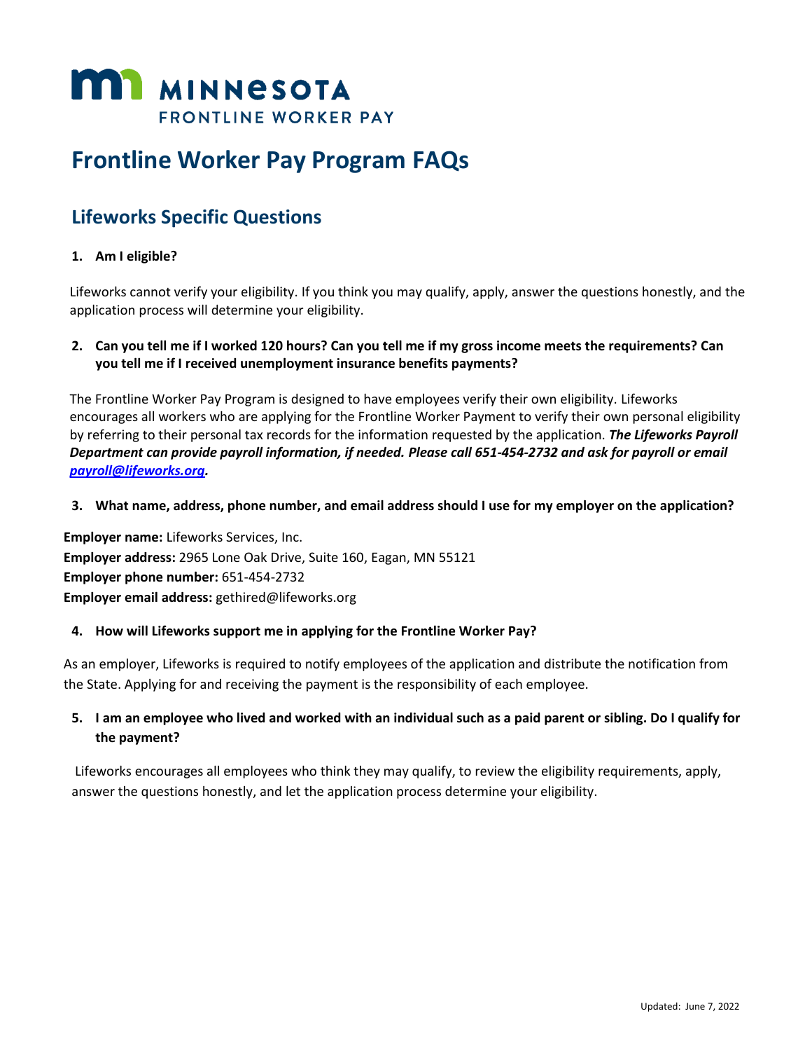# MINNESOTA FRONTLINE WORKER PAY

# Frontline Worker Pay Program FAQs

## Lifeworks Specific Questions

1. **Am I eligible?**

Lifeworks cannot verify your eligibility. If you think you may qualify, apply, answer the questions honestly, and the application process will determine your eligibility.

2. **Can you tell me if I worked 120 hours? Can you tell me if my gross income meets the requirements? Can you tell me if I received unemployment insurance benefits payments?**

The Frontline Worker Pay Program is designed to have employees verify their own eligibility. Lifeworks encourages all workers who are applying for the Frontline Worker Payment to verify their own personal eligibility by referring to their personal tax records for the information requested by the application. ***The Lifeworks Payroll Department can provide payroll information, if needed. Please call 651-454-2732 and ask for payroll or email payroll@lifeworks.org.***

3. **What name, address, phone number, and email address should I use for my employer on the application?**

**Employer name:** Lifeworks Services, Inc.
**Employer address:** 2965 Lone Oak Drive, Suite 160, Eagan, MN 55121
**Employer phone number:** 651-454-2732
**Employer email address:** gethired@lifeworks.org

4. **How will Lifeworks support me in applying for the Frontline Worker Pay?**

As an employer, Lifeworks is required to notify employees of the application and distribute the notification from the State. Applying for and receiving the payment is the responsibility of each employee.

5. **I am an employee who lived and worked with an individual such as a paid parent or sibling. Do I qualify for the payment?**

Lifeworks encourages all employees who think they may qualify, to review the eligibility requirements, apply, answer the questions honestly, and let the application process determine your eligibility.

Updated: June 7, 2022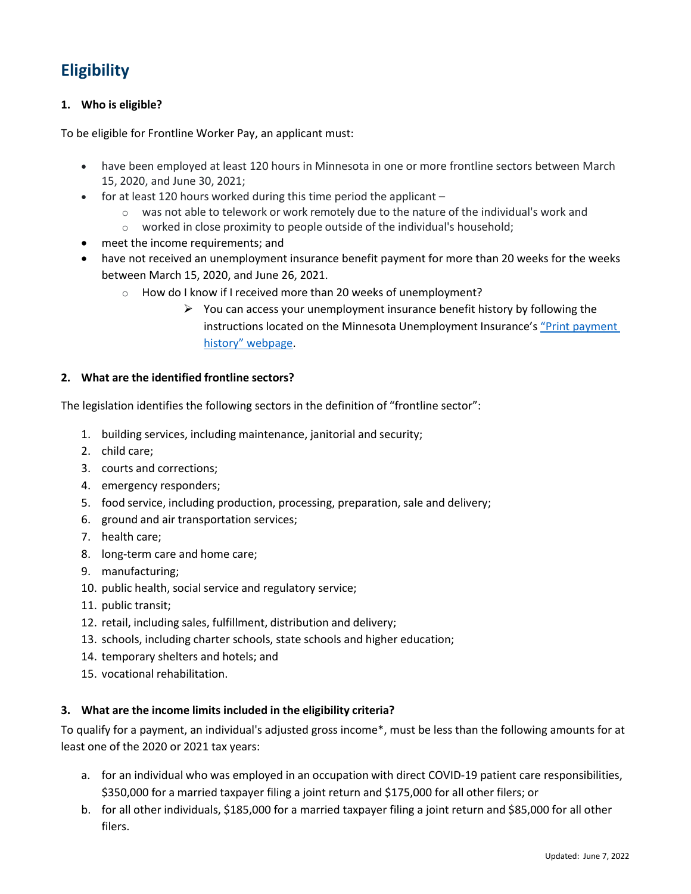## Eligibility

**1. Who is eligible?**

To be eligible for Frontline Worker Pay, an applicant must:

- have been employed at least 120 hours in Minnesota in one or more frontline sectors between March 15, 2020, and June 30, 2021;
- for at least 120 hours worked during this time period the applicant –
  - was not able to telework or work remotely due to the nature of the individual's work and
  - worked in close proximity to people outside of the individual's household;
- meet the income requirements; and
- have not received an unemployment insurance benefit payment for more than 20 weeks for the weeks between March 15, 2020, and June 26, 2021.
  - How do I know if I received more than 20 weeks of unemployment?
    - You can access your unemployment insurance benefit history by following the instructions located on the Minnesota Unemployment Insurance's "Print payment history" webpage.

**2. What are the identified frontline sectors?**

The legislation identifies the following sectors in the definition of "frontline sector":

1. building services, including maintenance, janitorial and security;
2. child care;
3. courts and corrections;
4. emergency responders;
5. food service, including production, processing, preparation, sale and delivery;
6. ground and air transportation services;
7. health care;
8. long-term care and home care;
9. manufacturing;
10. public health, social service and regulatory service;
11. public transit;
12. retail, including sales, fulfillment, distribution and delivery;
13. schools, including charter schools, state schools and higher education;
14. temporary shelters and hotels; and
15. vocational rehabilitation.

**3. What are the income limits included in the eligibility criteria?**

To qualify for a payment, an individual's adjusted gross income*, must be less than the following amounts for at least one of the 2020 or 2021 tax years:

a. for an individual who was employed in an occupation with direct COVID-19 patient care responsibilities, $350,000 for a married taxpayer filing a joint return and $175,000 for all other filers; or
b. for all other individuals, $185,000 for a married taxpayer filing a joint return and $85,000 for all other filers.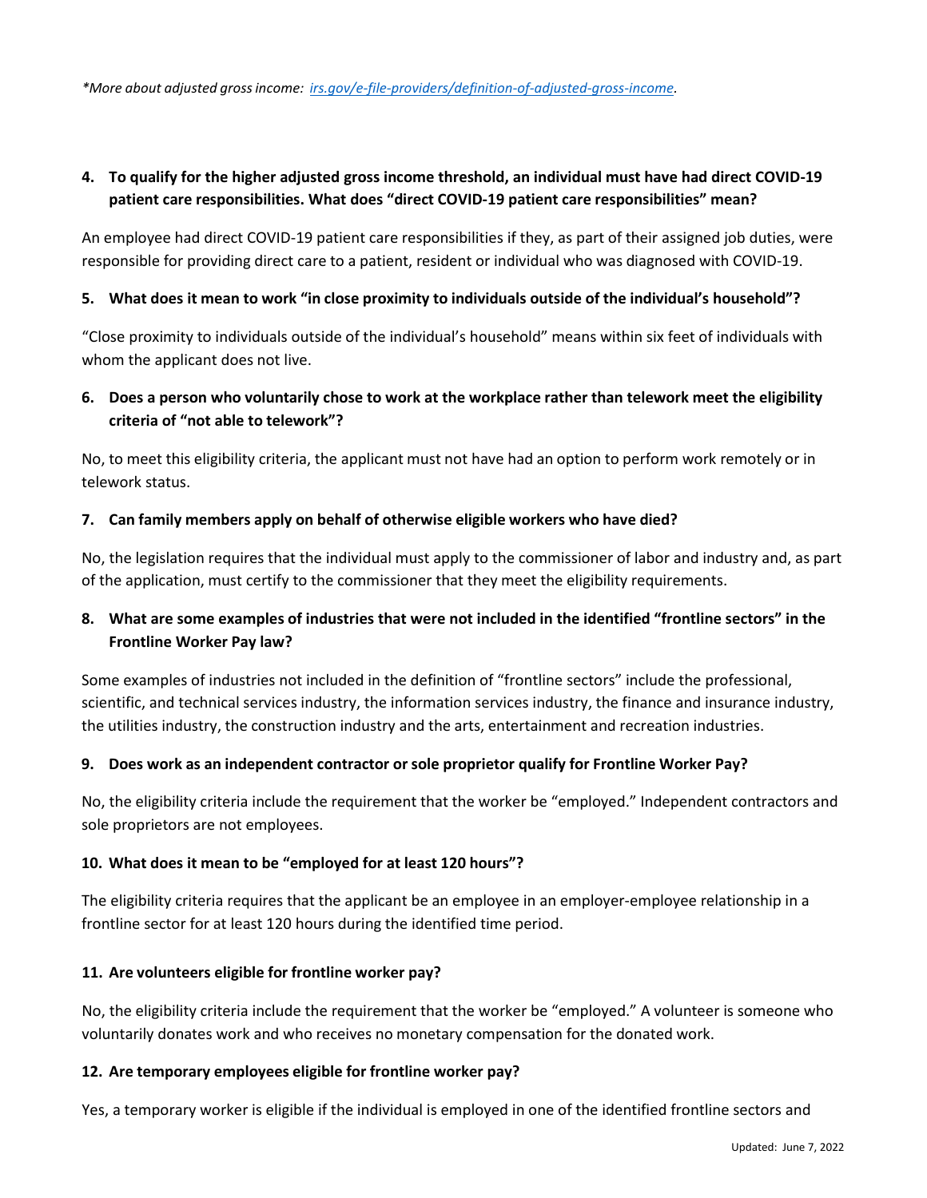*\*More about adjusted gross income: [irs.gov/e-file-providers/definition-of-adjusted-gross-income](irs.gov/e-file-providers/definition-of-adjusted-gross-income).*

**4. To qualify for the higher adjusted gross income threshold, an individual must have had direct COVID-19 patient care responsibilities. What does "direct COVID-19 patient care responsibilities" mean?**

An employee had direct COVID-19 patient care responsibilities if they, as part of their assigned job duties, were responsible for providing direct care to a patient, resident or individual who was diagnosed with COVID-19.

**5. What does it mean to work "in close proximity to individuals outside of the individual's household"?**

"Close proximity to individuals outside of the individual's household" means within six feet of individuals with whom the applicant does not live.

**6. Does a person who voluntarily chose to work at the workplace rather than telework meet the eligibility criteria of "not able to telework"?**

No, to meet this eligibility criteria, the applicant must not have had an option to perform work remotely or in telework status.

**7. Can family members apply on behalf of otherwise eligible workers who have died?**

No, the legislation requires that the individual must apply to the commissioner of labor and industry and, as part of the application, must certify to the commissioner that they meet the eligibility requirements.

**8. What are some examples of industries that were not included in the identified "frontline sectors" in the Frontline Worker Pay law?**

Some examples of industries not included in the definition of "frontline sectors" include the professional, scientific, and technical services industry, the information services industry, the finance and insurance industry, the utilities industry, the construction industry and the arts, entertainment and recreation industries.

**9. Does work as an independent contractor or sole proprietor qualify for Frontline Worker Pay?**

No, the eligibility criteria include the requirement that the worker be "employed." Independent contractors and sole proprietors are not employees.

**10. What does it mean to be "employed for at least 120 hours"?**

The eligibility criteria requires that the applicant be an employee in an employer-employee relationship in a frontline sector for at least 120 hours during the identified time period.

**11. Are volunteers eligible for frontline worker pay?**

No, the eligibility criteria include the requirement that the worker be "employed." A volunteer is someone who voluntarily donates work and who receives no monetary compensation for the donated work.

**12. Are temporary employees eligible for frontline worker pay?**

Yes, a temporary worker is eligible if the individual is employed in one of the identified frontline sectors and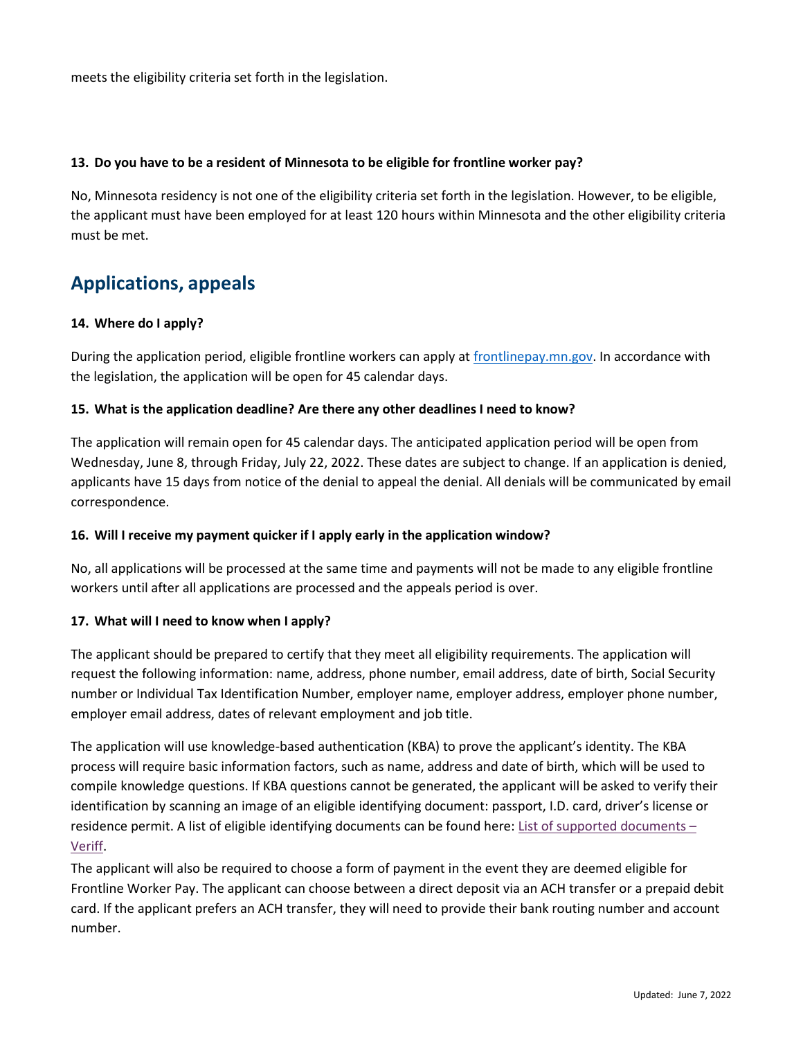meets the eligibility criteria set forth in the legislation.

**13. Do you have to be a resident of Minnesota to be eligible for frontline worker pay?**

No, Minnesota residency is not one of the eligibility criteria set forth in the legislation. However, to be eligible, the applicant must have been employed for at least 120 hours within Minnesota and the other eligibility criteria must be met.

## Applications, appeals

**14. Where do I apply?**

During the application period, eligible frontline workers can apply at [frontlinepay.mn.gov](frontlinepay.mn.gov). In accordance with the legislation, the application will be open for 45 calendar days.

**15. What is the application deadline? Are there any other deadlines I need to know?**

The application will remain open for 45 calendar days. The anticipated application period will be open from Wednesday, June 8, through Friday, July 22, 2022. These dates are subject to change. If an application is denied, applicants have 15 days from notice of the denial to appeal the denial. All denials will be communicated by email correspondence.

**16. Will I receive my payment quicker if I apply early in the application window?**

No, all applications will be processed at the same time and payments will not be made to any eligible frontline workers until after all applications are processed and the appeals period is over.

**17. What will I need to know when I apply?**

The applicant should be prepared to certify that they meet all eligibility requirements. The application will request the following information: name, address, phone number, email address, date of birth, Social Security number or Individual Tax Identification Number, employer name, employer address, employer phone number, employer email address, dates of relevant employment and job title.

The application will use knowledge-based authentication (KBA) to prove the applicant's identity. The KBA process will require basic information factors, such as name, address and date of birth, which will be used to compile knowledge questions. If KBA questions cannot be generated, the applicant will be asked to verify their identification by scanning an image of an eligible identifying document: passport, I.D. card, driver's license or residence permit. A list of eligible identifying documents can be found here: List of supported documents – Veriff.

The applicant will also be required to choose a form of payment in the event they are deemed eligible for Frontline Worker Pay. The applicant can choose between a direct deposit via an ACH transfer or a prepaid debit card. If the applicant prefers an ACH transfer, they will need to provide their bank routing number and account number.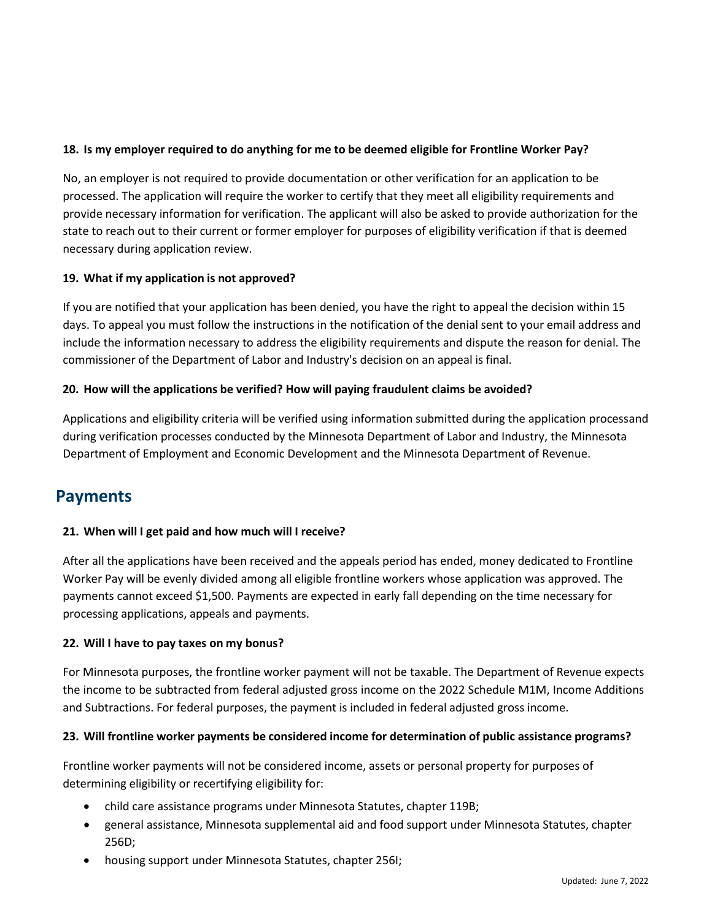**18. Is my employer required to do anything for me to be deemed eligible for Frontline Worker Pay?**

No, an employer is not required to provide documentation or other verification for an application to be processed. The application will require the worker to certify that they meet all eligibility requirements and provide necessary information for verification. The applicant will also be asked to provide authorization for the state to reach out to their current or former employer for purposes of eligibility verification if that is deemed necessary during application review.

**19. What if my application is not approved?**

If you are notified that your application has been denied, you have the right to appeal the decision within 15 days. To appeal you must follow the instructions in the notification of the denial sent to your email address and include the information necessary to address the eligibility requirements and dispute the reason for denial. The commissioner of the Department of Labor and Industry's decision on an appeal is final.

**20. How will the applications be verified? How will paying fraudulent claims be avoided?**

Applications and eligibility criteria will be verified using information submitted during the application processand during verification processes conducted by the Minnesota Department of Labor and Industry, the Minnesota Department of Employment and Economic Development and the Minnesota Department of Revenue.

## Payments

**21. When will I get paid and how much will I receive?**

After all the applications have been received and the appeals period has ended, money dedicated to Frontline Worker Pay will be evenly divided among all eligible frontline workers whose application was approved. The payments cannot exceed $1,500. Payments are expected in early fall depending on the time necessary for processing applications, appeals and payments.

**22. Will I have to pay taxes on my bonus?**

For Minnesota purposes, the frontline worker payment will not be taxable. The Department of Revenue expects the income to be subtracted from federal adjusted gross income on the 2022 Schedule M1M, Income Additions and Subtractions. For federal purposes, the payment is included in federal adjusted gross income.

**23. Will frontline worker payments be considered income for determination of public assistance programs?**

Frontline worker payments will not be considered income, assets or personal property for purposes of determining eligibility or recertifying eligibility for:

- child care assistance programs under Minnesota Statutes, chapter 119B;
- general assistance, Minnesota supplemental aid and food support under Minnesota Statutes, chapter 256D;
- housing support under Minnesota Statutes, chapter 256I;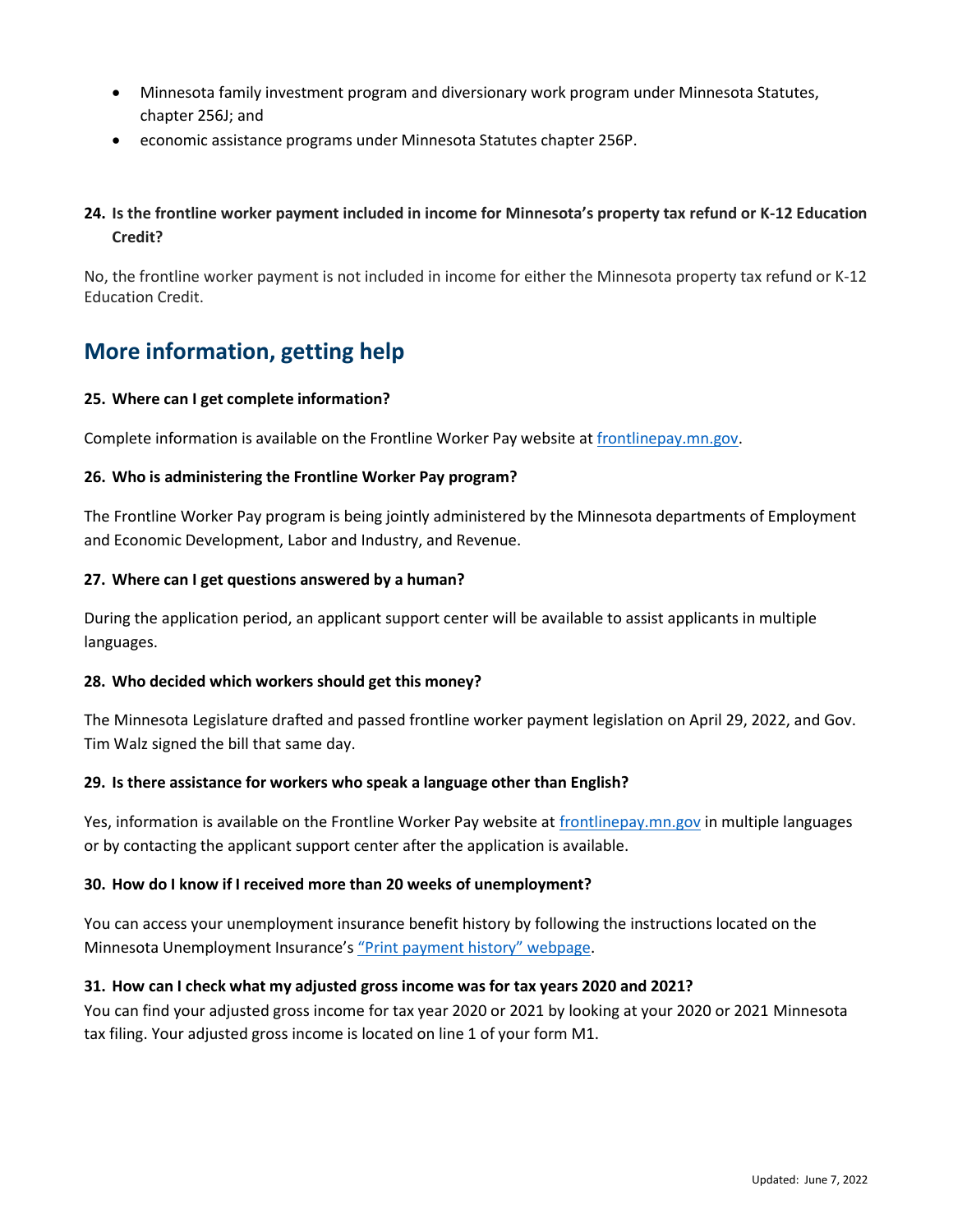- Minnesota family investment program and diversionary work program under Minnesota Statutes, chapter 256J; and
- economic assistance programs under Minnesota Statutes chapter 256P.

**24. Is the frontline worker payment included in income for Minnesota's property tax refund or K-12 Education Credit?**

No, the frontline worker payment is not included in income for either the Minnesota property tax refund or K-12 Education Credit.

## More information, getting help

**25. Where can I get complete information?**

Complete information is available on the Frontline Worker Pay website at frontlinepay.mn.gov.

**26. Who is administering the Frontline Worker Pay program?**

The Frontline Worker Pay program is being jointly administered by the Minnesota departments of Employment and Economic Development, Labor and Industry, and Revenue.

**27. Where can I get questions answered by a human?**

During the application period, an applicant support center will be available to assist applicants in multiple languages.

**28. Who decided which workers should get this money?**

The Minnesota Legislature drafted and passed frontline worker payment legislation on April 29, 2022, and Gov. Tim Walz signed the bill that same day.

**29. Is there assistance for workers who speak a language other than English?**

Yes, information is available on the Frontline Worker Pay website at frontlinepay.mn.gov in multiple languages or by contacting the applicant support center after the application is available.

**30. How do I know if I received more than 20 weeks of unemployment?**

You can access your unemployment insurance benefit history by following the instructions located on the Minnesota Unemployment Insurance's "Print payment history" webpage.

**31. How can I check what my adjusted gross income was for tax years 2020 and 2021?**

You can find your adjusted gross income for tax year 2020 or 2021 by looking at your 2020 or 2021 Minnesota tax filing. Your adjusted gross income is located on line 1 of your form M1.

Updated: June 7, 2022